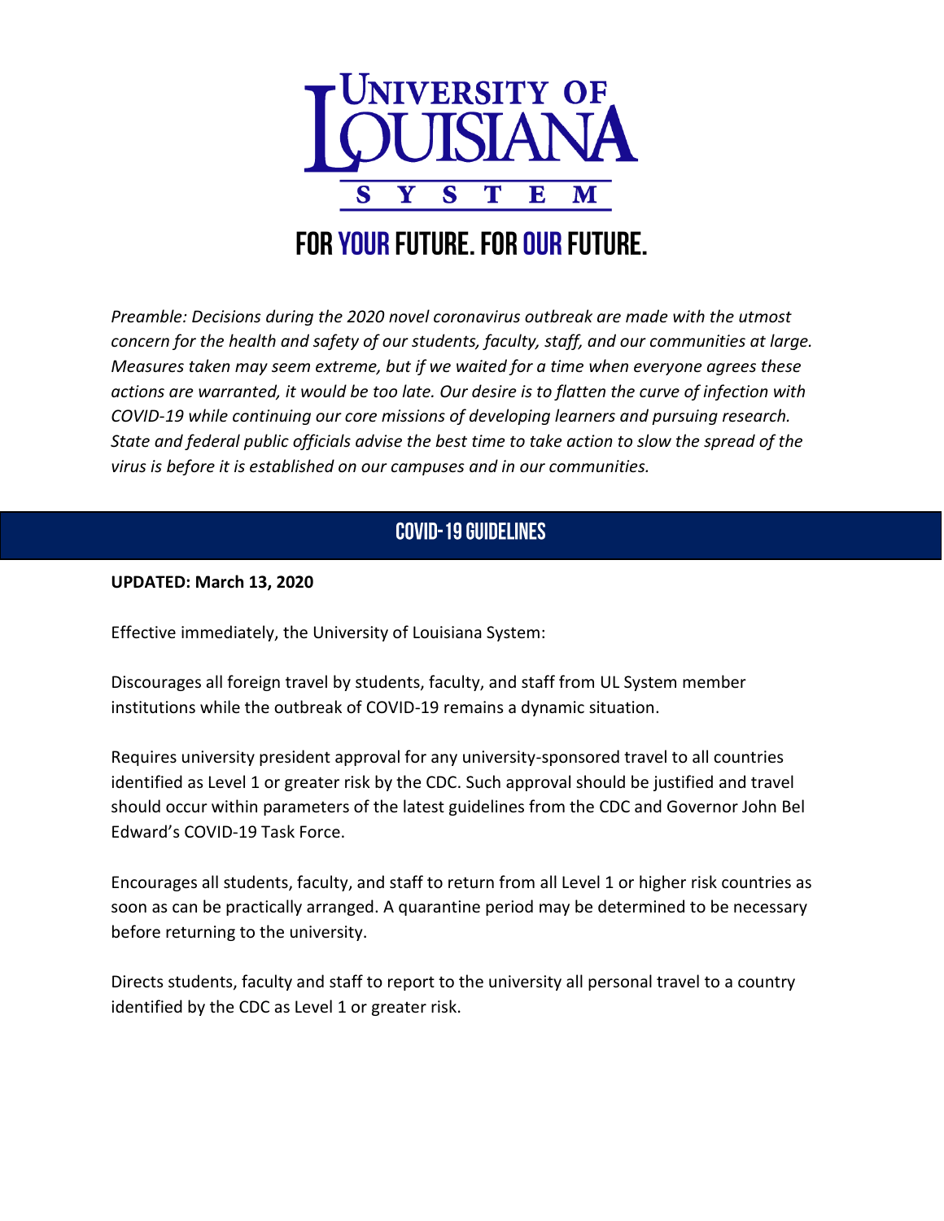# University of Louisiana System

## FOR YOUR FUTURE. FOR OUR FUTURE.

*Preamble: Decisions during the 2020 novel coronavirus outbreak are made with the utmost concern for the health and safety of our students, faculty, staff, and our communities at large. Measures taken may seem extreme, but if we waited for a time when everyone agrees these actions are warranted, it would be too late. Our desire is to flatten the curve of infection with COVID-19 while continuing our core missions of developing learners and pursuing research. State and federal public officials advise the best time to take action to slow the spread of the virus is before it is established on our campuses and in our communities.*

## COVID-19 GUIDELINES

**UPDATED: March 13, 2020**

Effective immediately, the University of Louisiana System:

Discourages all foreign travel by students, faculty, and staff from UL System member institutions while the outbreak of COVID-19 remains a dynamic situation.

Requires university president approval for any university-sponsored travel to all countries identified as Level 1 or greater risk by the CDC. Such approval should be justified and travel should occur within parameters of the latest guidelines from the CDC and Governor John Bel Edward's COVID-19 Task Force.

Encourages all students, faculty, and staff to return from all Level 1 or higher risk countries as soon as can be practically arranged. A quarantine period may be determined to be necessary before returning to the university.

Directs students, faculty and staff to report to the university all personal travel to a country identified by the CDC as Level 1 or greater risk.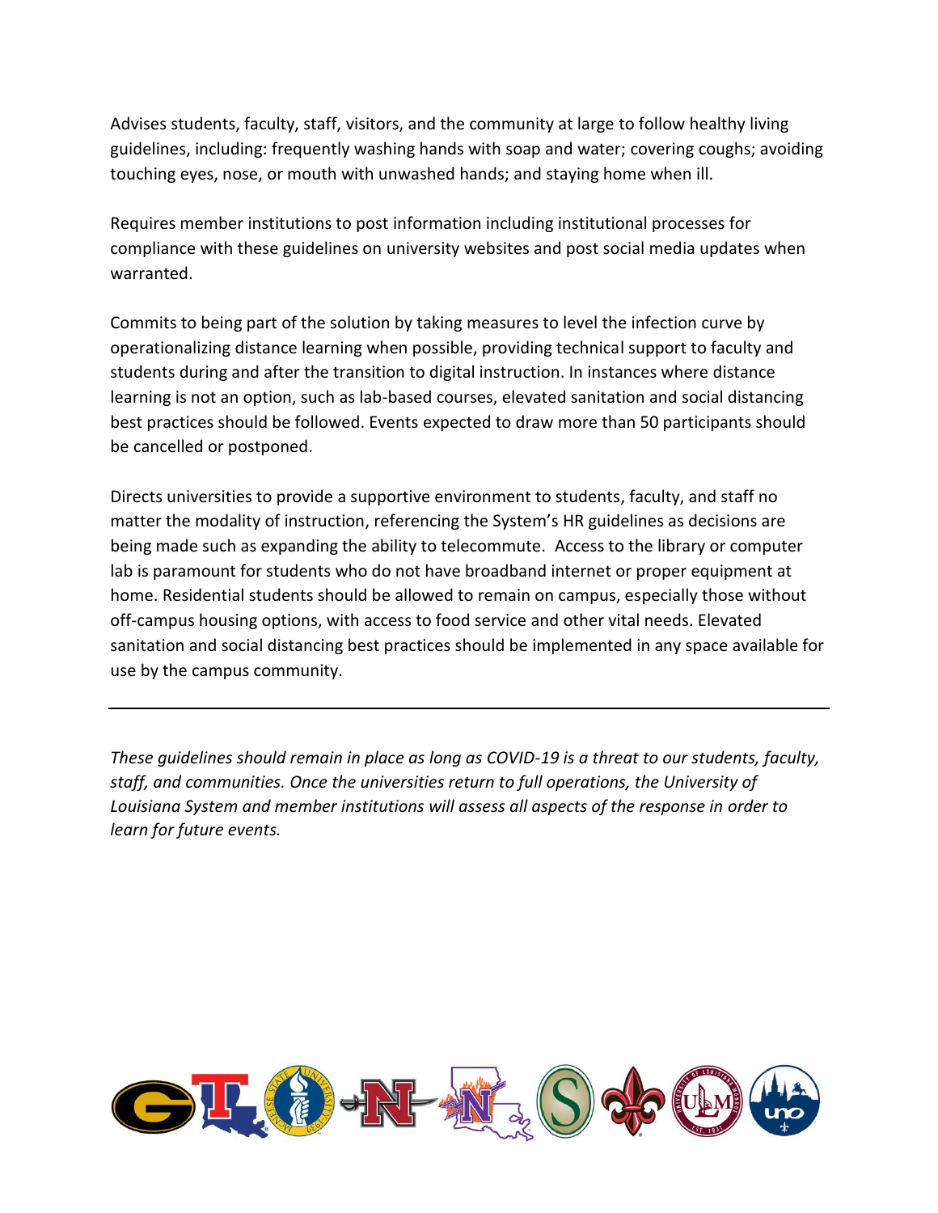Advises students, faculty, staff, visitors, and the community at large to follow healthy living guidelines, including: frequently washing hands with soap and water; covering coughs; avoiding touching eyes, nose, or mouth with unwashed hands; and staying home when ill.

Requires member institutions to post information including institutional processes for compliance with these guidelines on university websites and post social media updates when warranted.

Commits to being part of the solution by taking measures to level the infection curve by operationalizing distance learning when possible, providing technical support to faculty and students during and after the transition to digital instruction. In instances where distance learning is not an option, such as lab-based courses, elevated sanitation and social distancing best practices should be followed. Events expected to draw more than 50 participants should be cancelled or postponed.

Directs universities to provide a supportive environment to students, faculty, and staff no matter the modality of instruction, referencing the System's HR guidelines as decisions are being made such as expanding the ability to telecommute. Access to the library or computer lab is paramount for students who do not have broadband internet or proper equipment at home. Residential students should be allowed to remain on campus, especially those without off-campus housing options, with access to food service and other vital needs. Elevated sanitation and social distancing best practices should be implemented in any space available for use by the campus community.

---

*These guidelines should remain in place as long as COVID-19 is a threat to our students, faculty, staff, and communities. Once the universities return to full operations, the University of Louisiana System and member institutions will assess all aspects of the response in order to learn for future events.*